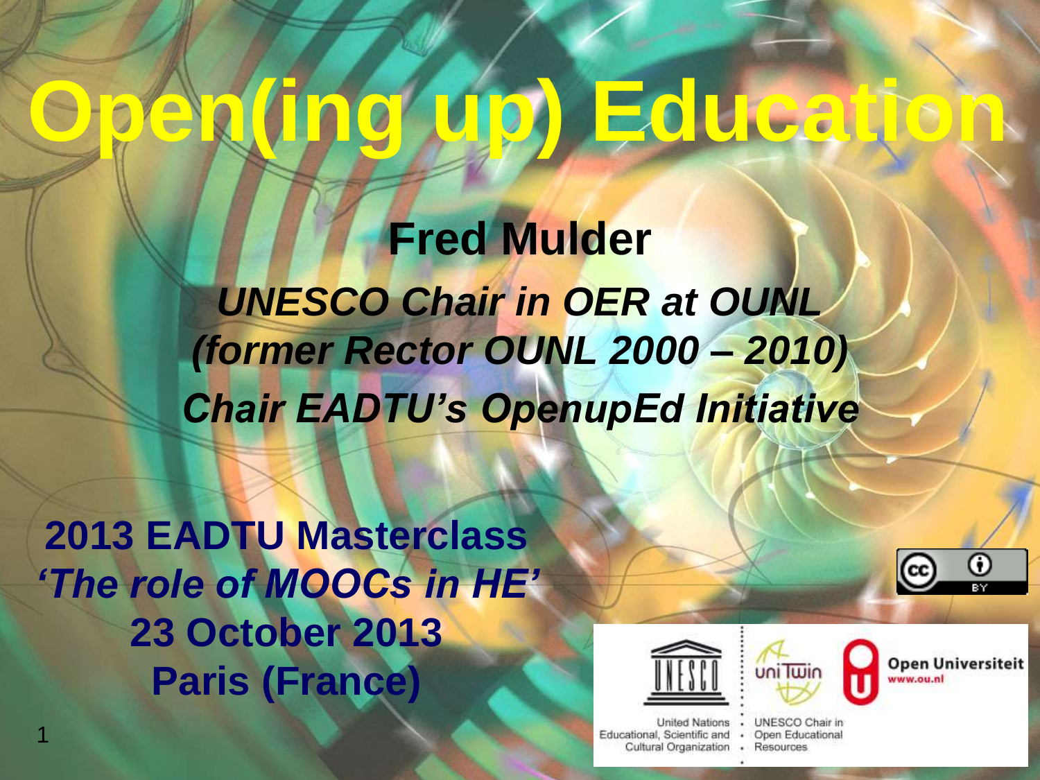# Open(ing up) Education

**Fred Mulder**

***UNESCO Chair in OER at OUNL***
***(former Rector OUNL 2000 – 2010)***
***Chair EADTU's OpenupEd Initiative***

**2013 EADTU Masterclass**
***'The role of MOOCs in HE'***
**23 October 2013**
**Paris (France)**

United Nations Educational, Scientific and Cultural Organization

UNESCO Chair in Open Educational Resources

Open Universiteit
www.ou.nl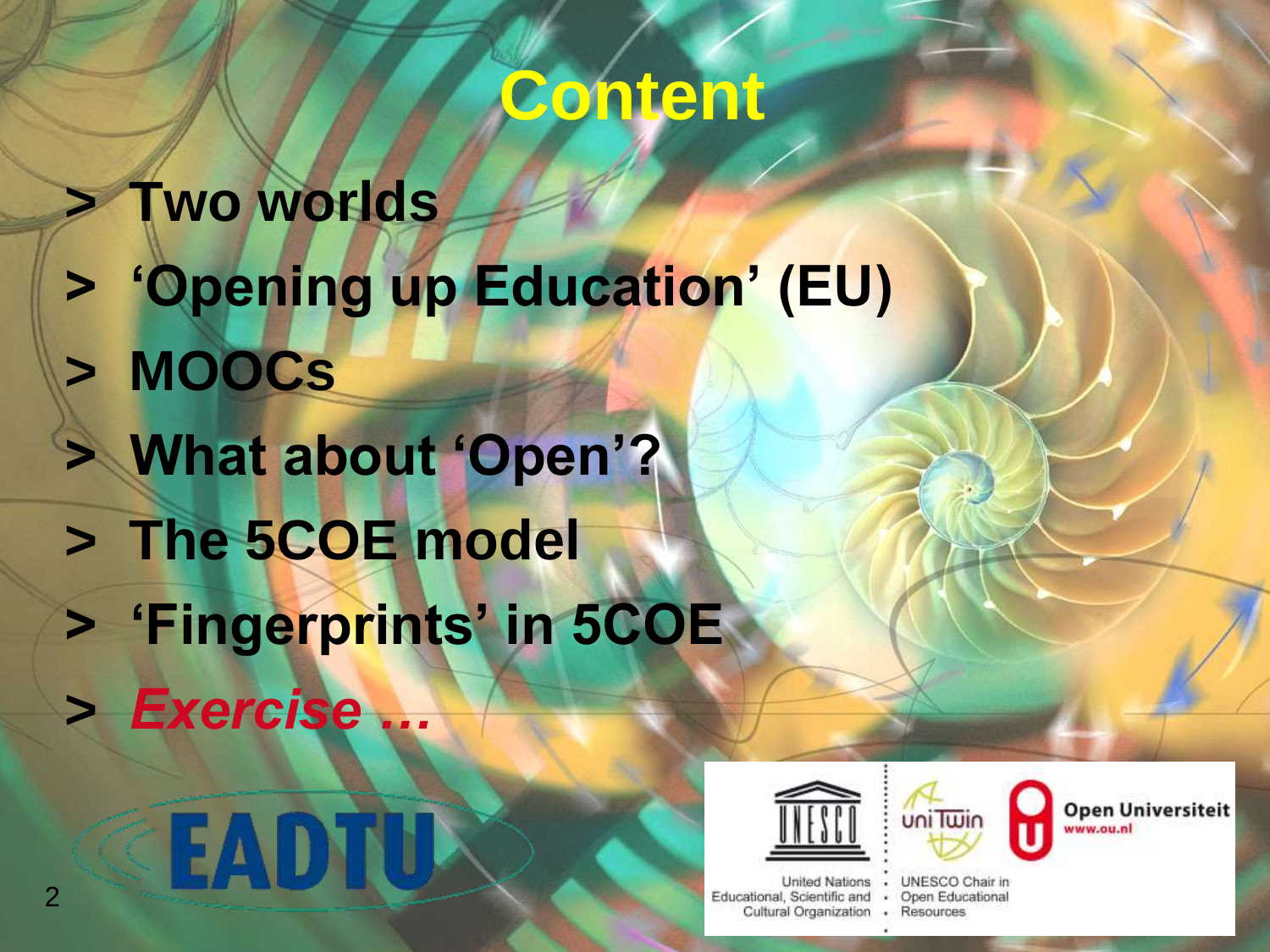# Content

- Two worlds
- 'Opening up Education' (EU)
- MOOCs
- What about 'Open'?
- The 5COE model
- 'Fingerprints' in 5COE
- *Exercise …*

EADTU

United Nations Educational, Scientific and Cultural Organization · UNESCO Chair in Open Educational Resources

Open Universiteit www.ou.nl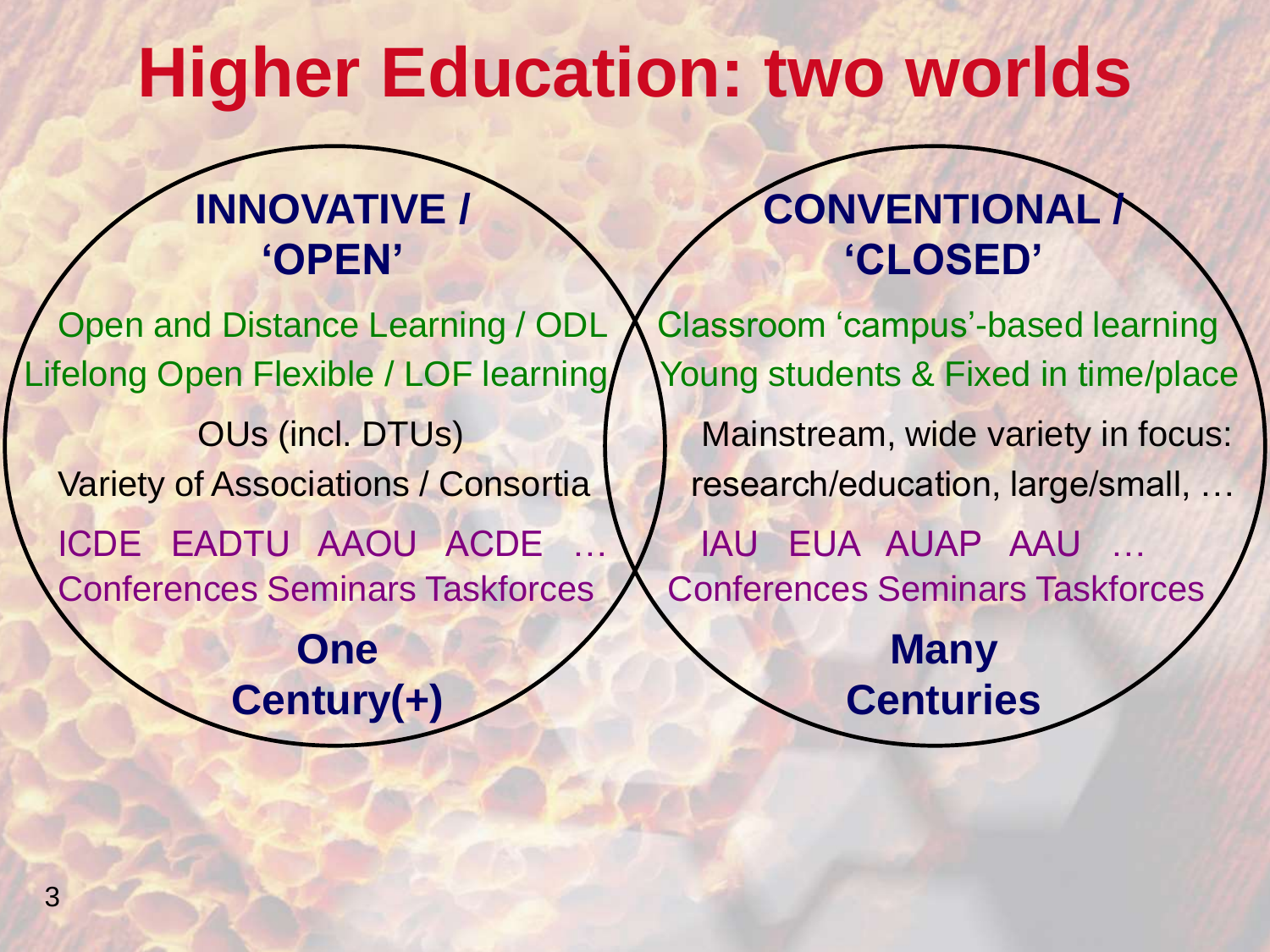# Higher Education: two worlds

## INNOVATIVE / 'OPEN'

Open and Distance Learning / ODL

Lifelong Open Flexible / LOF learning

OUs (incl. DTUs)

Variety of Associations / Consortia

ICDE EADTU AAOU ACDE …

Conferences Seminars Taskforces

**One Century(+)**

## CONVENTIONAL / 'CLOSED'

Classroom 'campus'-based learning

Young students & Fixed in time/place

Mainstream, wide variety in focus: research/education, large/small, …

IAU EUA AUAP AAU …

Conferences Seminars Taskforces

**Many Centuries**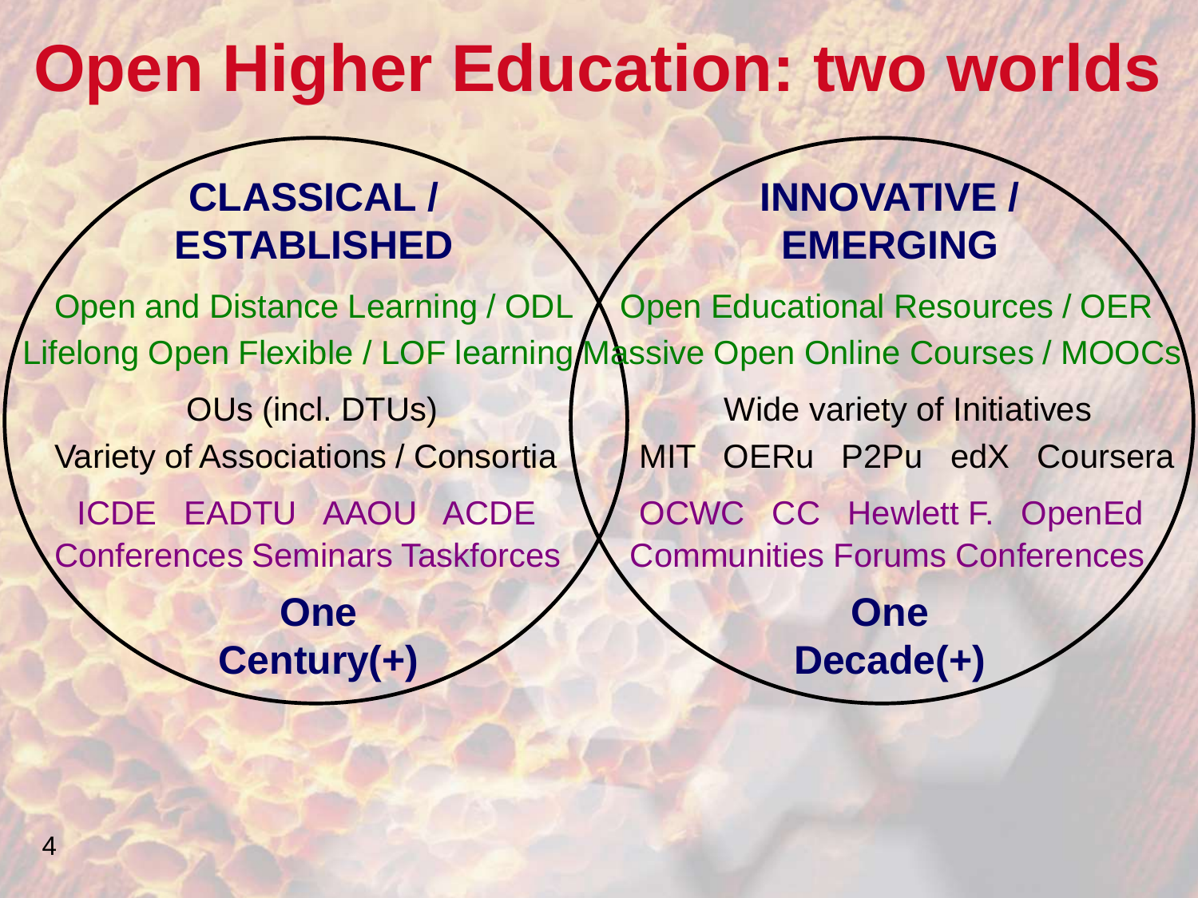# Open Higher Education: two worlds

## CLASSICAL / ESTABLISHED

Open and Distance Learning / ODL

Lifelong Open Flexible / LOF learning

OUs (incl. DTUs)

Variety of Associations / Consortia

ICDE EADTU AAOU ACDE

Conferences Seminars Taskforces

**One Century(+)**

## INNOVATIVE / EMERGING

Open Educational Resources / OER

Massive Open Online Courses / MOOCs

Wide variety of Initiatives

MIT OERu P2Pu edX Coursera

OCWC CC Hewlett F. OpenEd

Communities Forums Conferences

**One Decade(+)**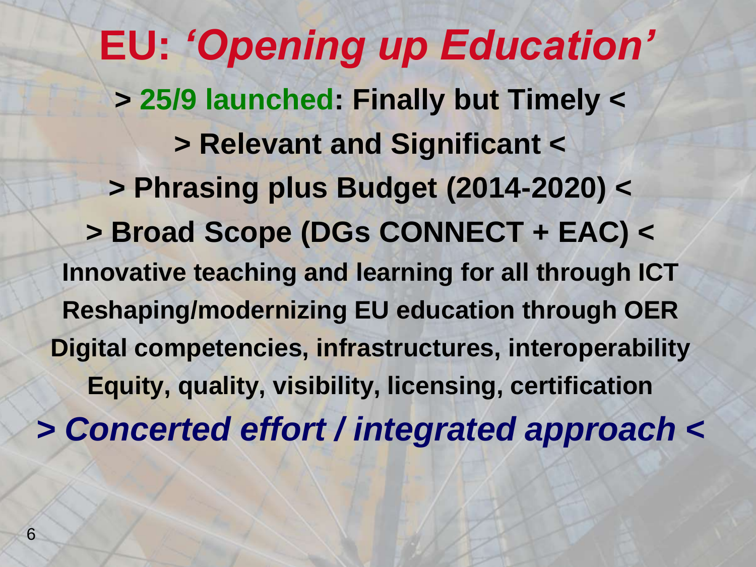# EU: *'Opening up Education'*

**> 25/9 launched: Finally but Timely <**

**> Relevant and Significant <**

**> Phrasing plus Budget (2014-2020) <**

**> Broad Scope (DGs CONNECT + EAC) <**

**Innovative teaching and learning for all through ICT**

**Reshaping/modernizing EU education through OER**

**Digital competencies, infrastructures, interoperability**

**Equity, quality, visibility, licensing, certification**

***> Concerted effort / integrated approach <***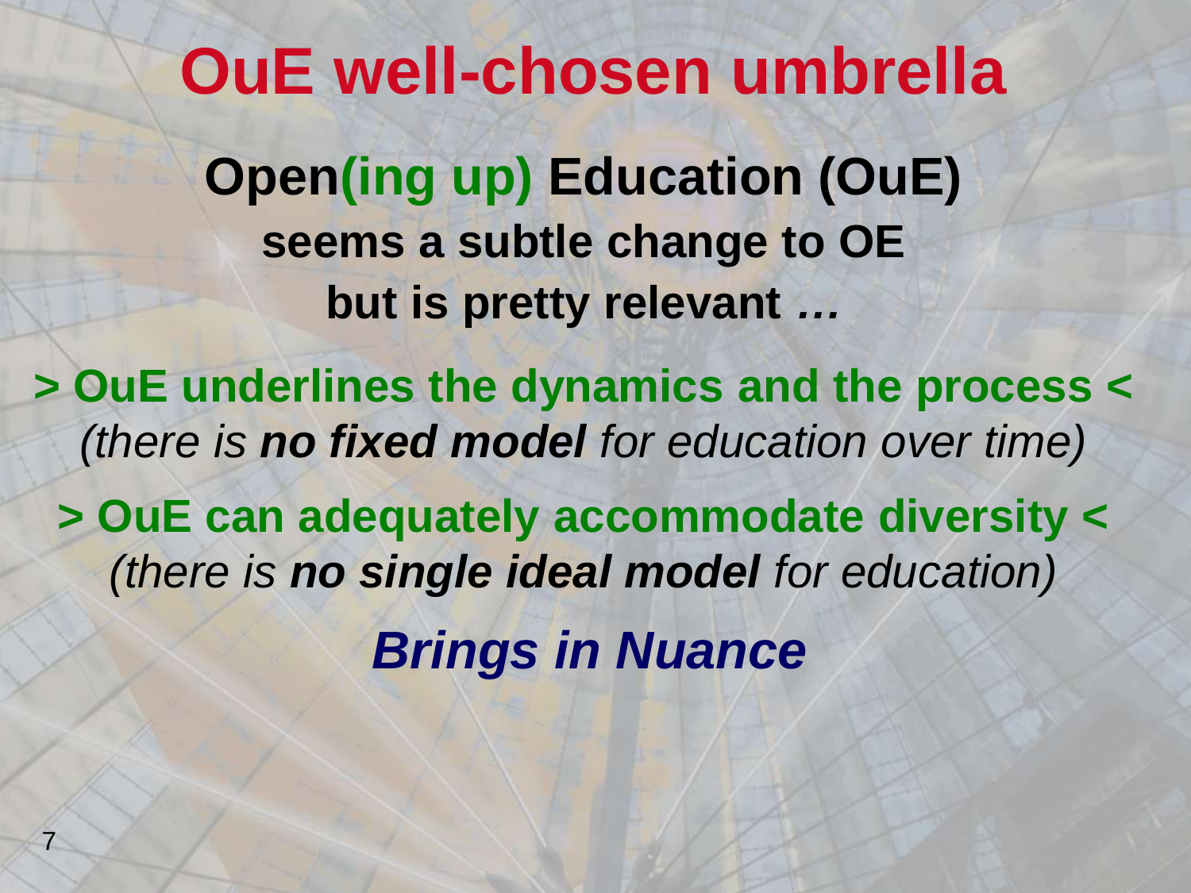# OuE well-chosen umbrella

**Open(ing up) Education (OuE)**

**seems a subtle change to OE**

**but is pretty relevant …**

**> OuE underlines the dynamics and the process <**

*(there is* ***no fixed model*** *for education over time)*

**> OuE can adequately accommodate diversity <**

*(there is* ***no single ideal model*** *for education)*

***Brings in Nuance***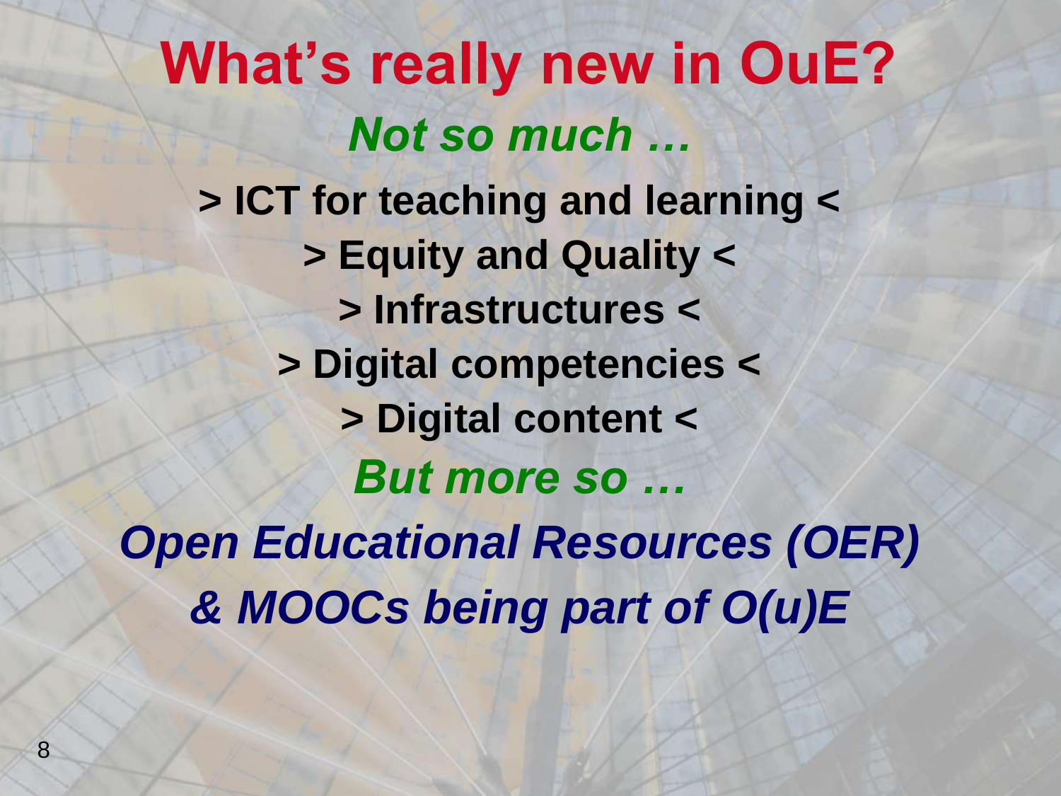# What's really new in OuE?

***Not so much …***

**> ICT for teaching and learning <**

**> Equity and Quality <**

**> Infrastructures <**

**> Digital competencies <**

**> Digital content <**

***But more so …***

***Open Educational Resources (OER) & MOOCs being part of O(u)E***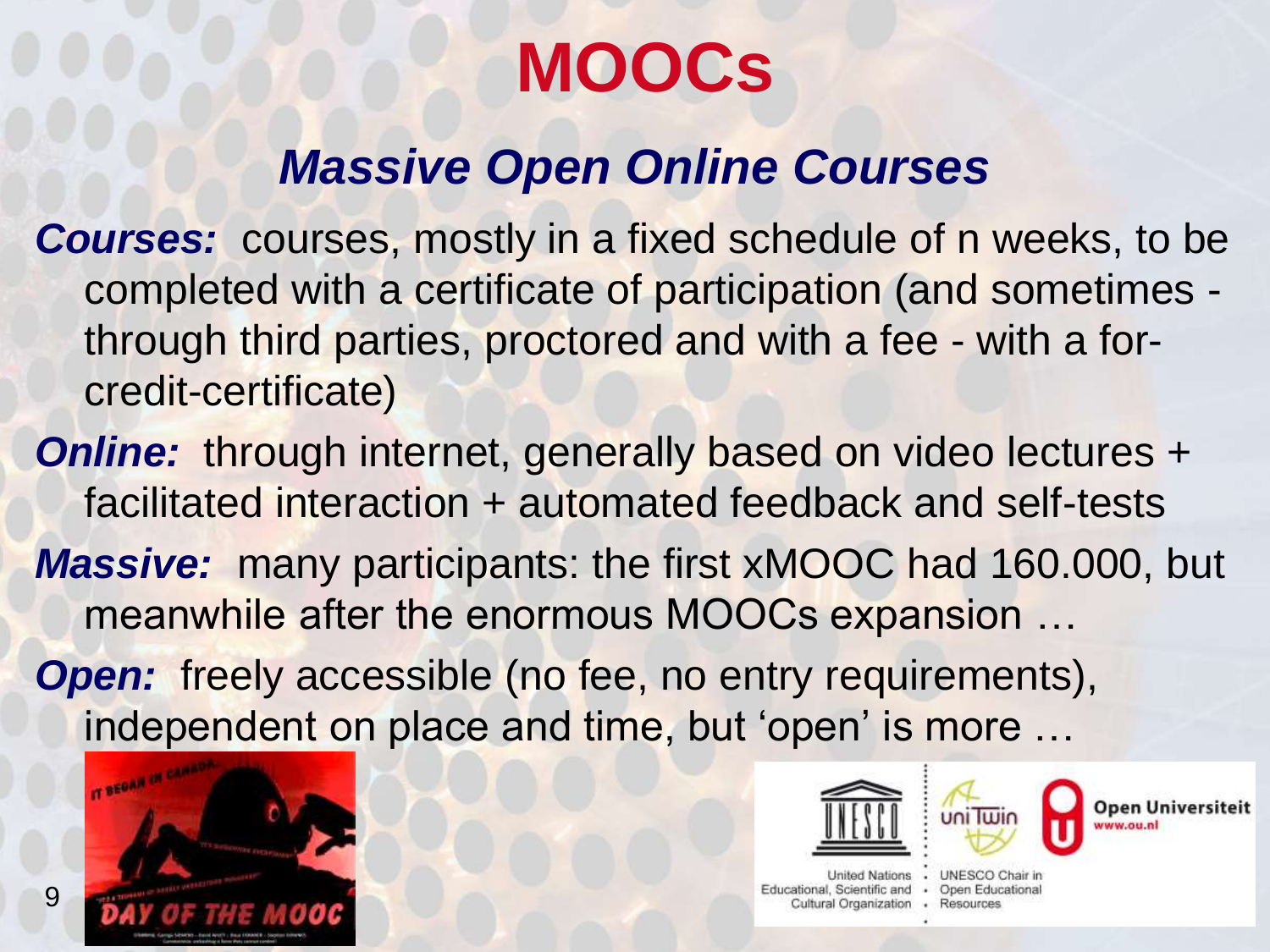# MOOCs

## *Massive Open Online Courses*

***Courses:*** courses, mostly in a fixed schedule of n weeks, to be completed with a certificate of participation (and sometimes - through third parties, proctored and with a fee - with a for-credit-certificate)

***Online:*** through internet, generally based on video lectures + facilitated interaction + automated feedback and self-tests

***Massive:*** many participants: the first xMOOC had 160.000, but meanwhile after the enormous MOOCs expansion …

***Open:*** freely accessible (no fee, no entry requirements), independent on place and time, but 'open' is more …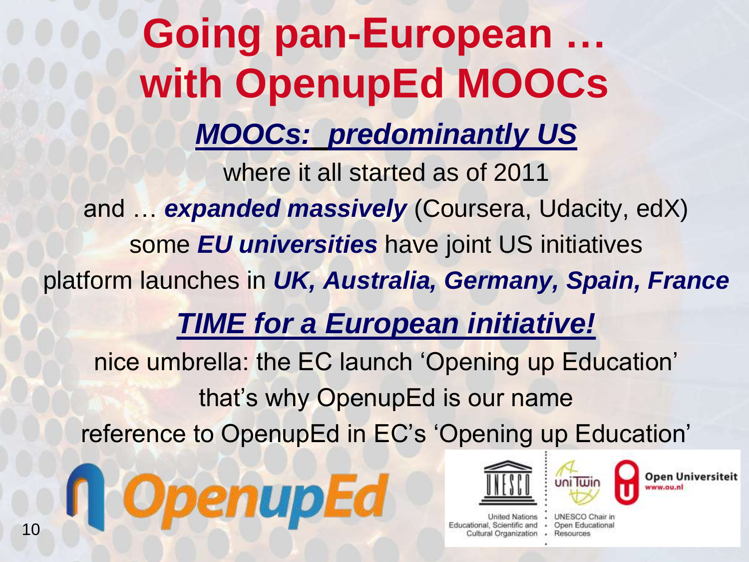# Going pan-European … with OpenupEd MOOCs

## ***MOOCs: predominantly US***

where it all started as of 2011

and … ***expanded massively*** (Coursera, Udacity, edX)

some ***EU universities*** have joint US initiatives

platform launches in ***UK, Australia, Germany, Spain, France***

## ***TIME for a European initiative!***

nice umbrella: the EC launch 'Opening up Education'

that's why OpenupEd is our name

reference to OpenupEd in EC's 'Opening up Education'

OpenupEd

United Nations Educational, Scientific and Cultural Organization

UNESCO Chair in Open Educational Resources

Open Universiteit www.ou.nl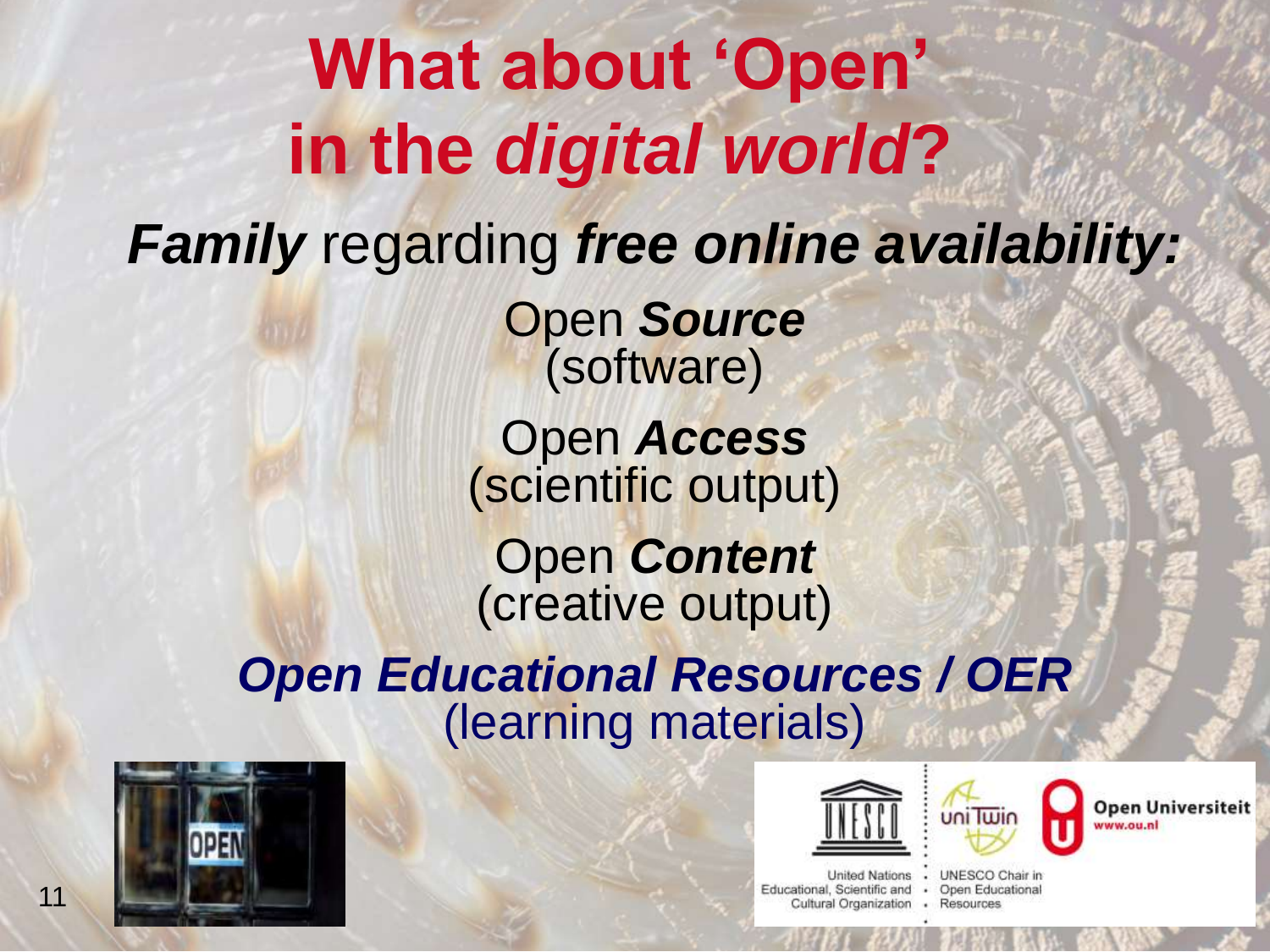# What about 'Open' in the *digital world*?

***Family*** regarding ***free online availability:***

Open ***Source***
(software)

Open ***Access***
(scientific output)

Open ***Content***
(creative output)

***Open Educational Resources / OER***
(learning materials)

United Nations Educational, Scientific and Cultural Organization · UNESCO Chair in Open Educational Resources

Open Universiteit
www.ou.nl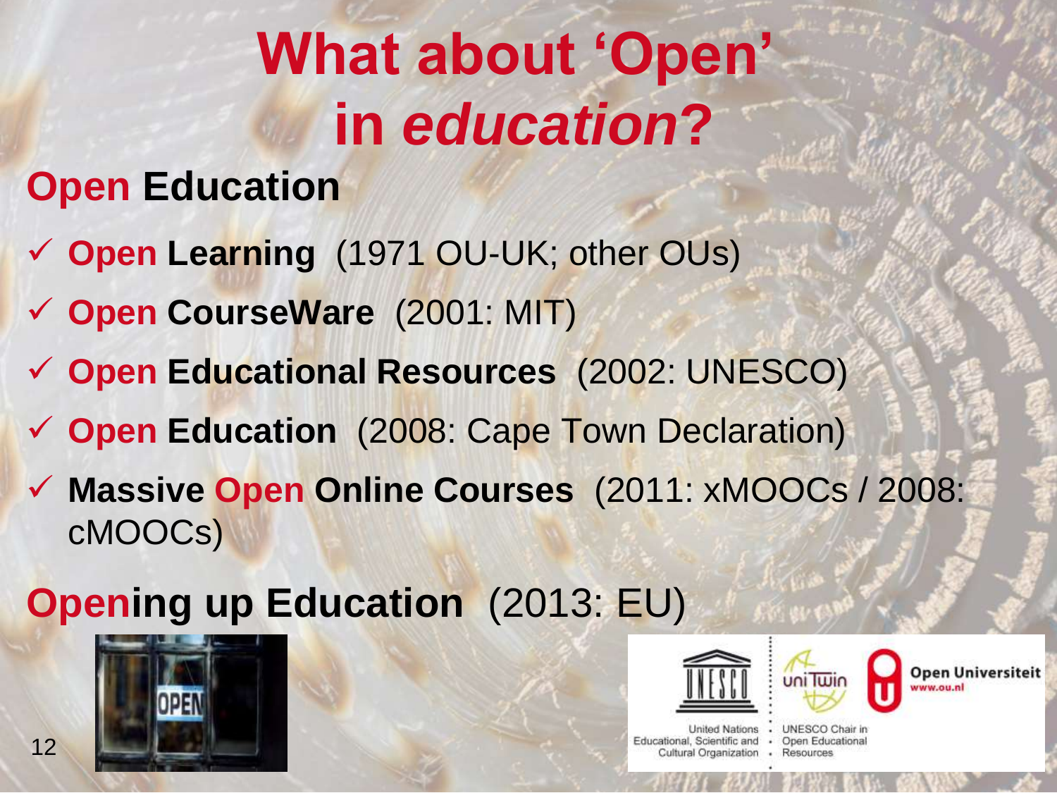# What about 'Open' in *education*?

## Open Education

- ✓ **Open Learning** (1971 OU-UK; other OUs)
- ✓ **Open CourseWare** (2001: MIT)
- ✓ **Open Educational Resources** (2002: UNESCO)
- ✓ **Open Education** (2008: Cape Town Declaration)
- ✓ **Massive Open Online Courses** (2011: xMOOCs / 2008: cMOOCs)

## Opening up Education (2013: EU)

United Nations Educational, Scientific and Cultural Organization · UNESCO Chair in Open Educational Resources · Open Universiteit www.ou.nl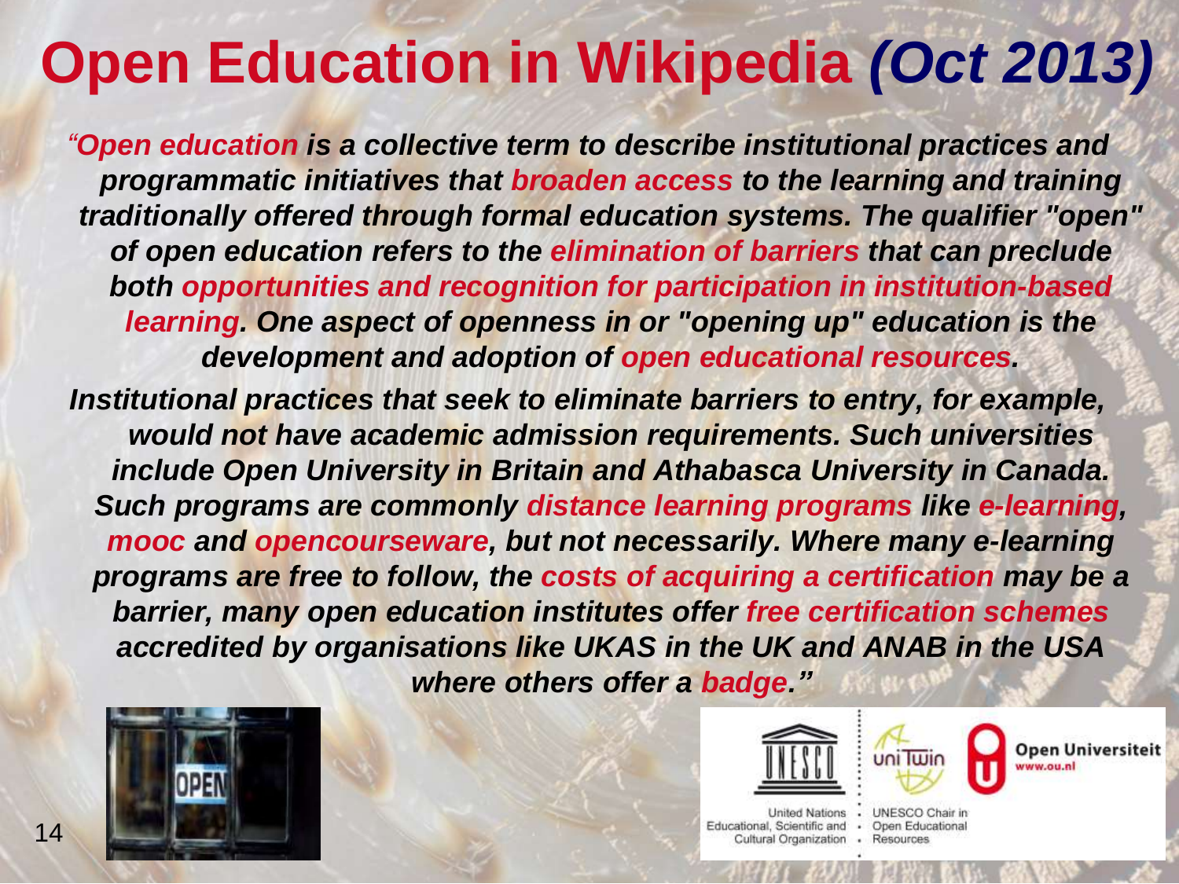# Open Education in Wikipedia *(Oct 2013)*

*"Open education is a collective term to describe institutional practices and programmatic initiatives that broaden access to the learning and training traditionally offered through formal education systems. The qualifier "open" of open education refers to the elimination of barriers that can preclude both opportunities and recognition for participation in institution-based learning. One aspect of openness in or "opening up" education is the development and adoption of open educational resources.*

*Institutional practices that seek to eliminate barriers to entry, for example, would not have academic admission requirements. Such universities include Open University in Britain and Athabasca University in Canada. Such programs are commonly distance learning programs like e-learning, mooc and opencourseware, but not necessarily. Where many e-learning programs are free to follow, the costs of acquiring a certification may be a barrier, many open education institutes offer free certification schemes accredited by organisations like UKAS in the UK and ANAB in the USA where others offer a badge."*

United Nations Educational, Scientific and Cultural Organization

UNESCO Chair in Open Educational Resources

Open Universiteit www.ou.nl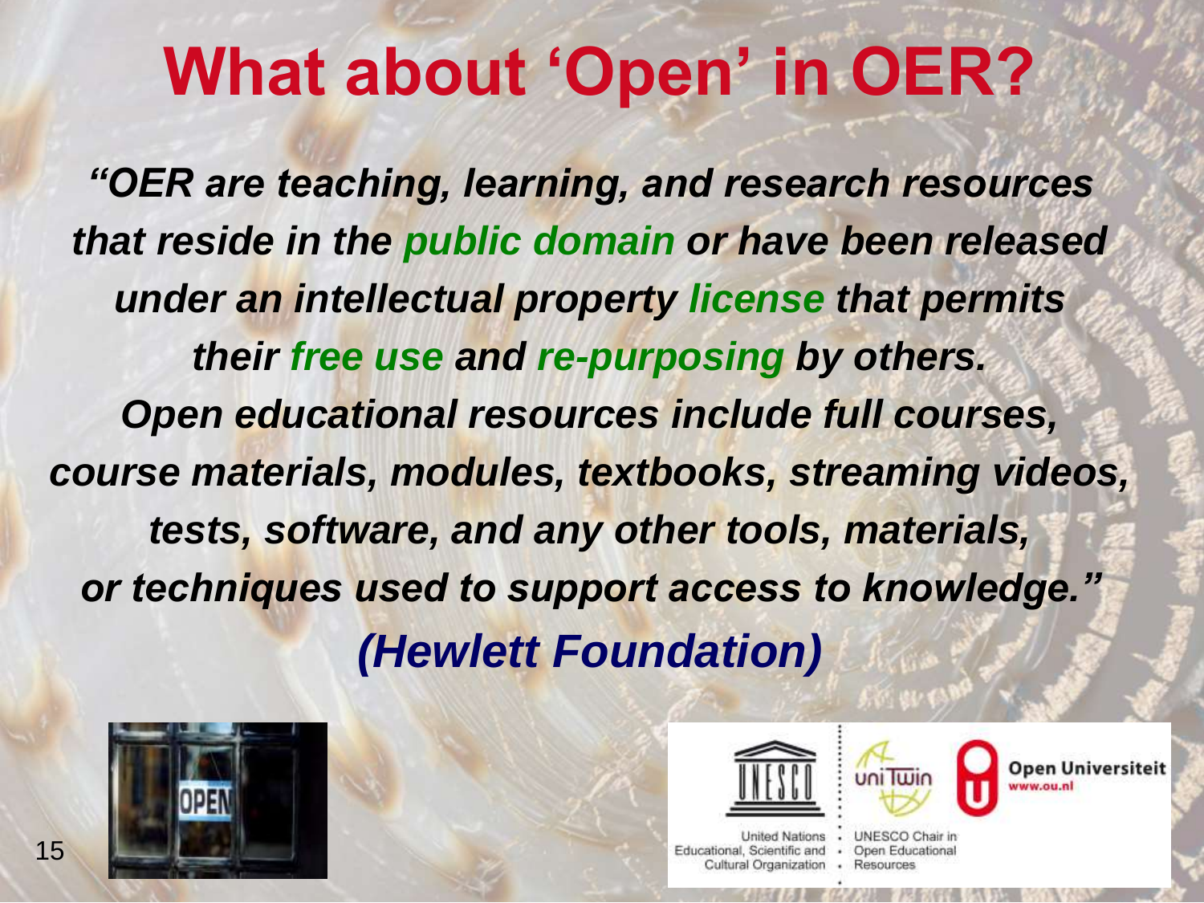# What about 'Open' in OER?

***"OER are teaching, learning, and research resources that reside in the public domain or have been released under an intellectual property license that permits their free use and re-purposing by others. Open educational resources include full courses, course materials, modules, textbooks, streaming videos, tests, software, and any other tools, materials, or techniques used to support access to knowledge."***

***(Hewlett Foundation)***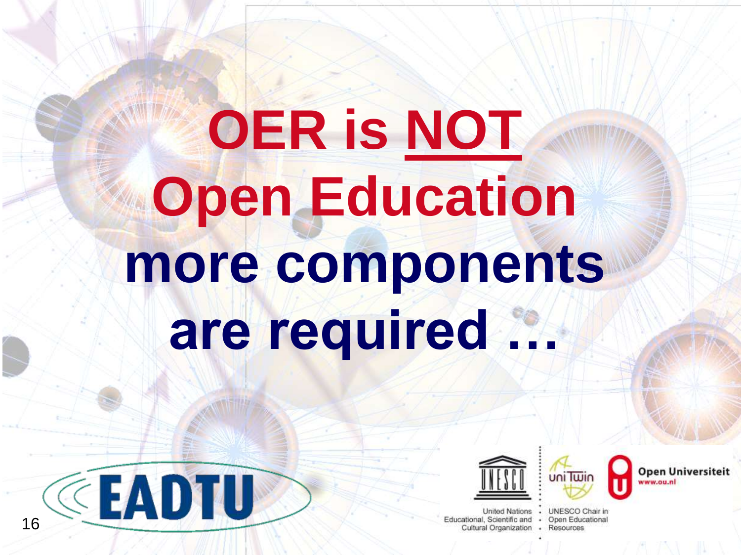# OER is NOT Open Education

# more components are required …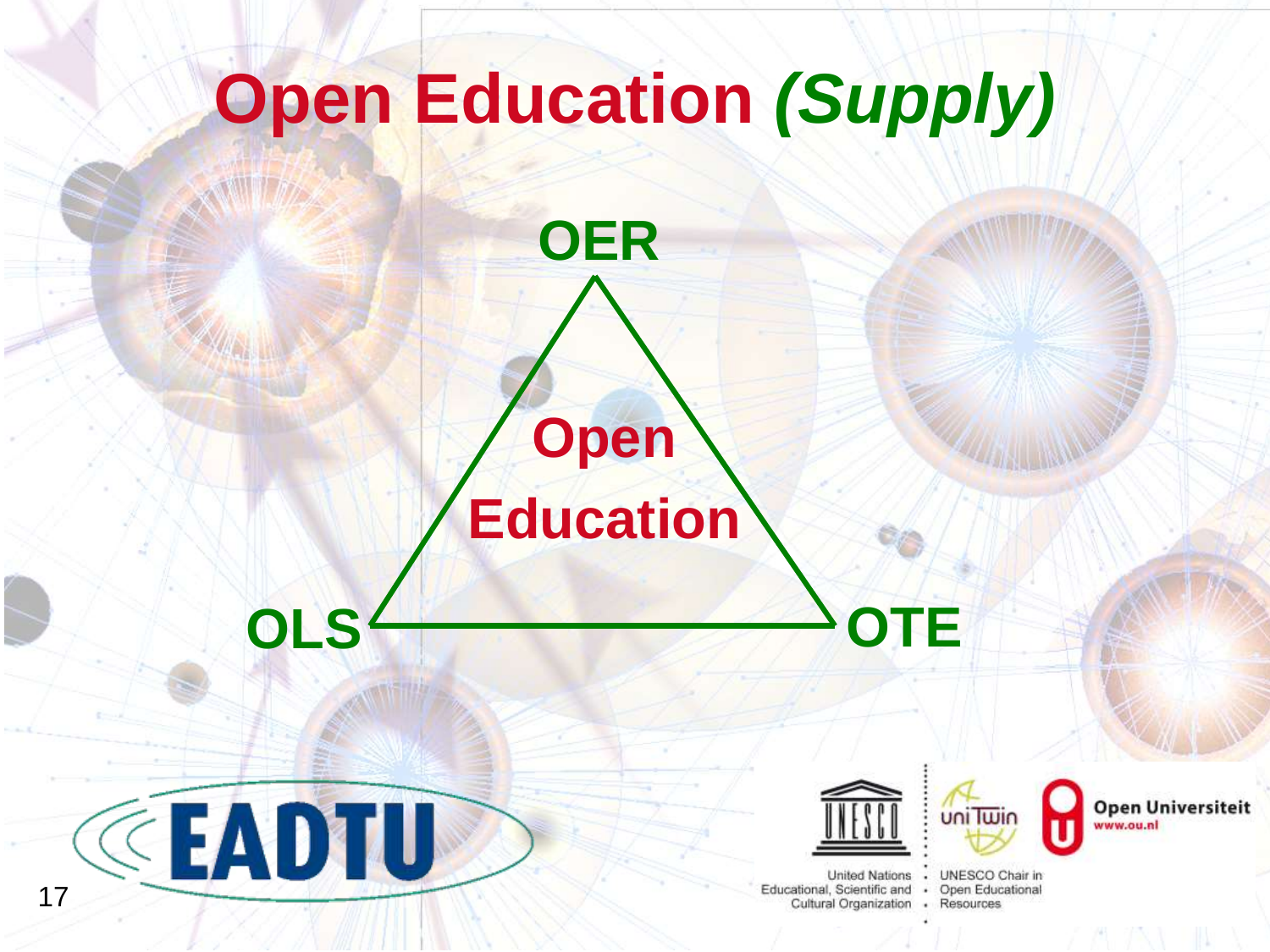# Open Education *(Supply)*

OER

Open Education

OLS

OTE

EADTU

United Nations Educational, Scientific and Cultural Organization

UNESCO Chair in Open Educational Resources

Open Universiteit www.ou.nl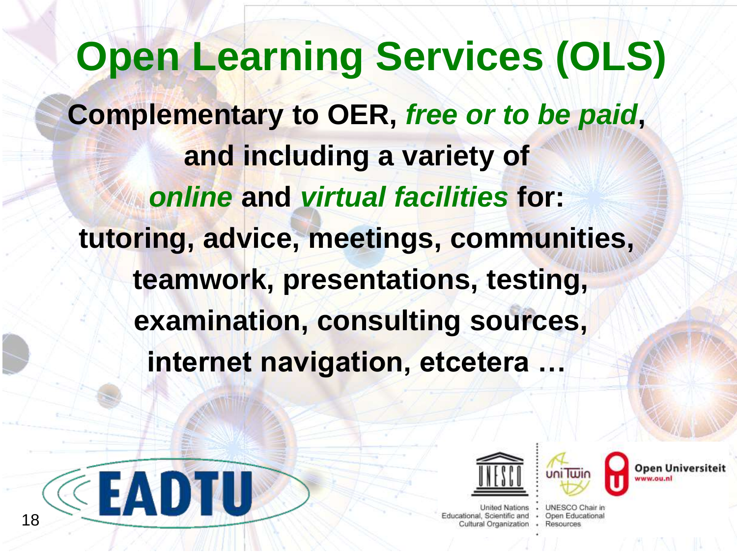# Open Learning Services (OLS)

**Complementary to OER, *free or to be paid*, and including a variety of *online* and *virtual facilities* for: tutoring, advice, meetings, communities, teamwork, presentations, testing, examination, consulting sources, internet navigation, etcetera …**

EADTU

United Nations Educational, Scientific and Cultural Organization

UNESCO Chair in Open Educational Resources

Open Universiteit www.ou.nl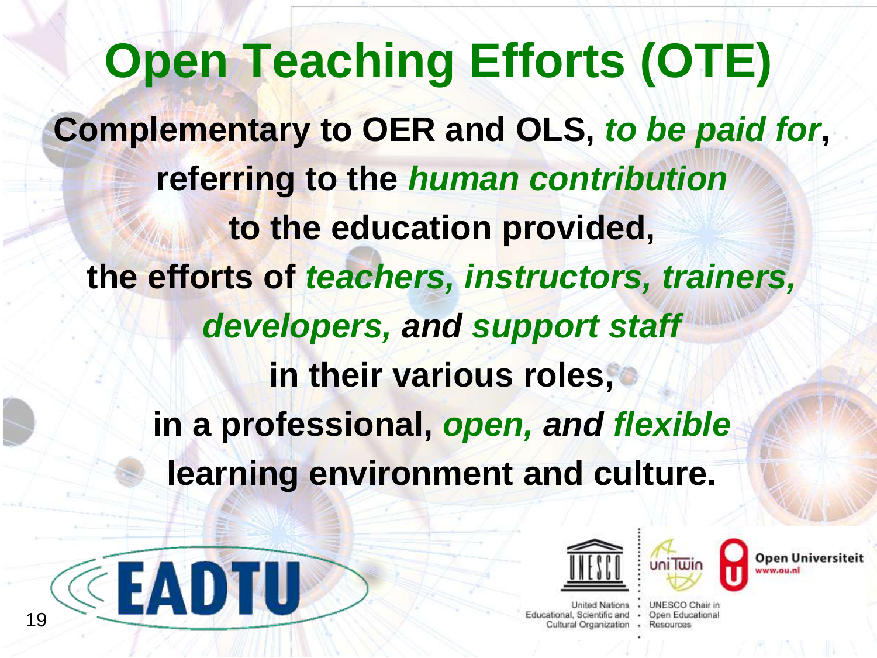# Open Teaching Efforts (OTE)

**Complementary to OER and OLS, *to be paid for*, referring to the *human contribution* to the education provided, the efforts of *teachers, instructors, trainers, developers, and support staff* in their various roles, in a professional, *open, and flexible* learning environment and culture.**

EADTU

United Nations Educational, Scientific and Cultural Organization

UNESCO Chair in Open Educational Resources

Open Universiteit www.ou.nl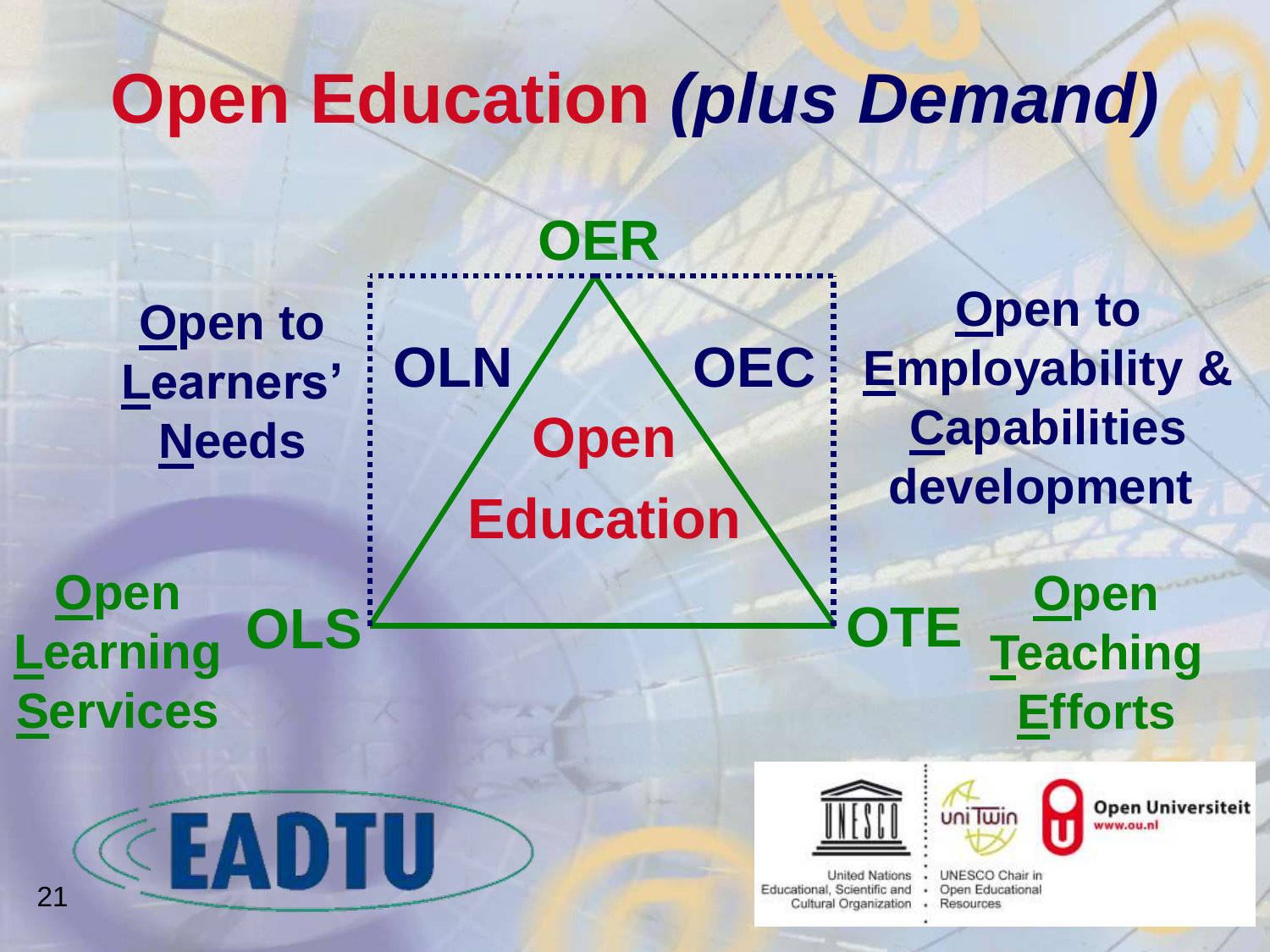# Open Education *(plus Demand)*

OER

**Open to Learners' Needs** — OLN

**Open to Employability & Capabilities development** — OEC

**Open Education**

**Open Learning Services** — OLS

**Open Teaching Efforts** — OTE

EADTU

UNESCO — United Nations Educational, Scientific and Cultural Organization

uniTwin — UNESCO Chair in Open Educational Resources

Open Universiteit www.ou.nl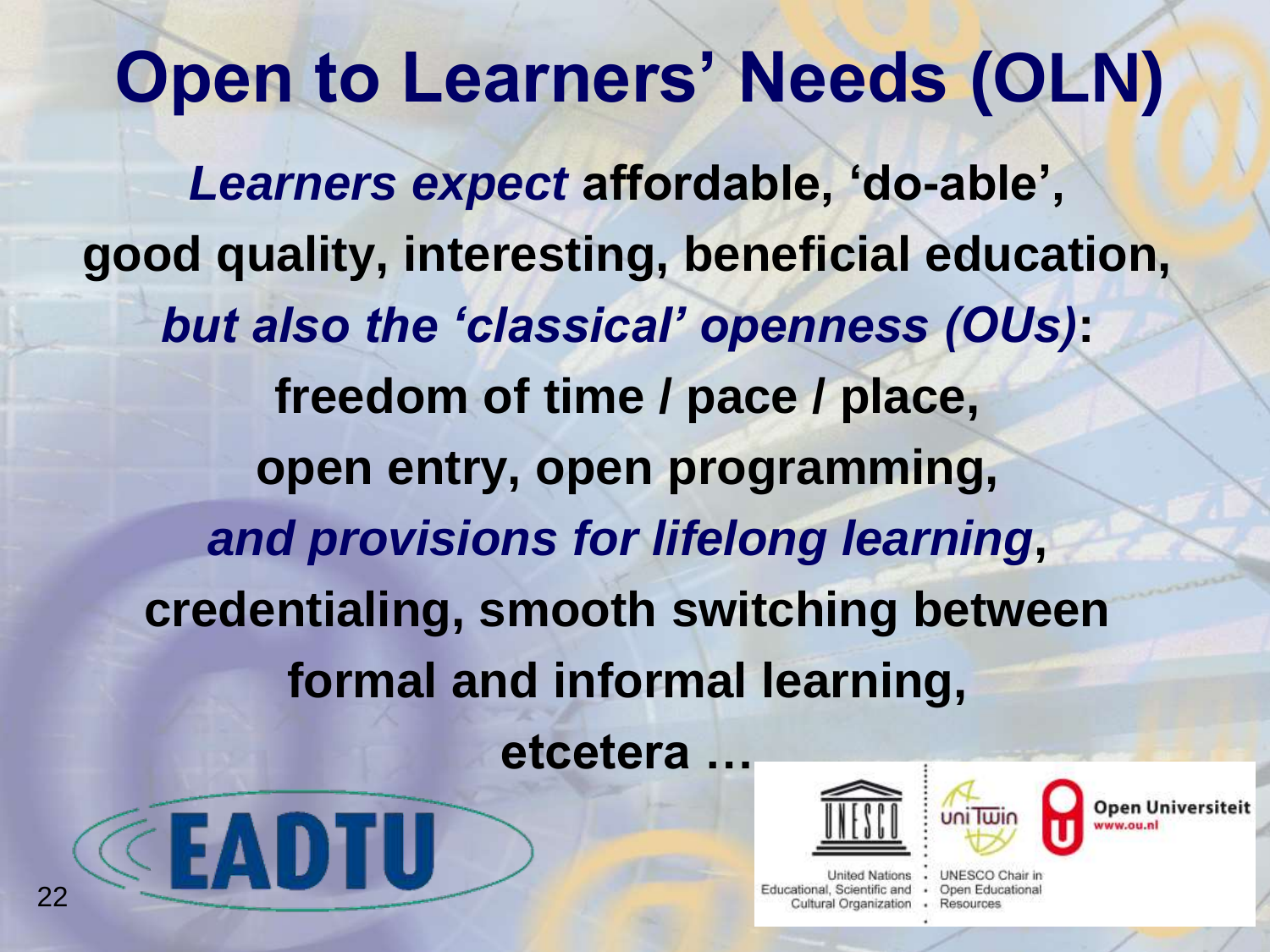# Open to Learners' Needs (OLN)

***Learners expect*** **affordable, 'do-able', good quality, interesting, beneficial education,** ***but also the 'classical' openness (OUs)*****:**

**freedom of time / pace / place,**

**open entry, open programming,**

***and provisions for lifelong learning*****,**

**credentialing, smooth switching between formal and informal learning,**

**etcetera …**

EADTU

UNESCO — United Nations Educational, Scientific and Cultural Organization

uniTwin — UNESCO Chair in Open Educational Resources

Open Universiteit www.ou.nl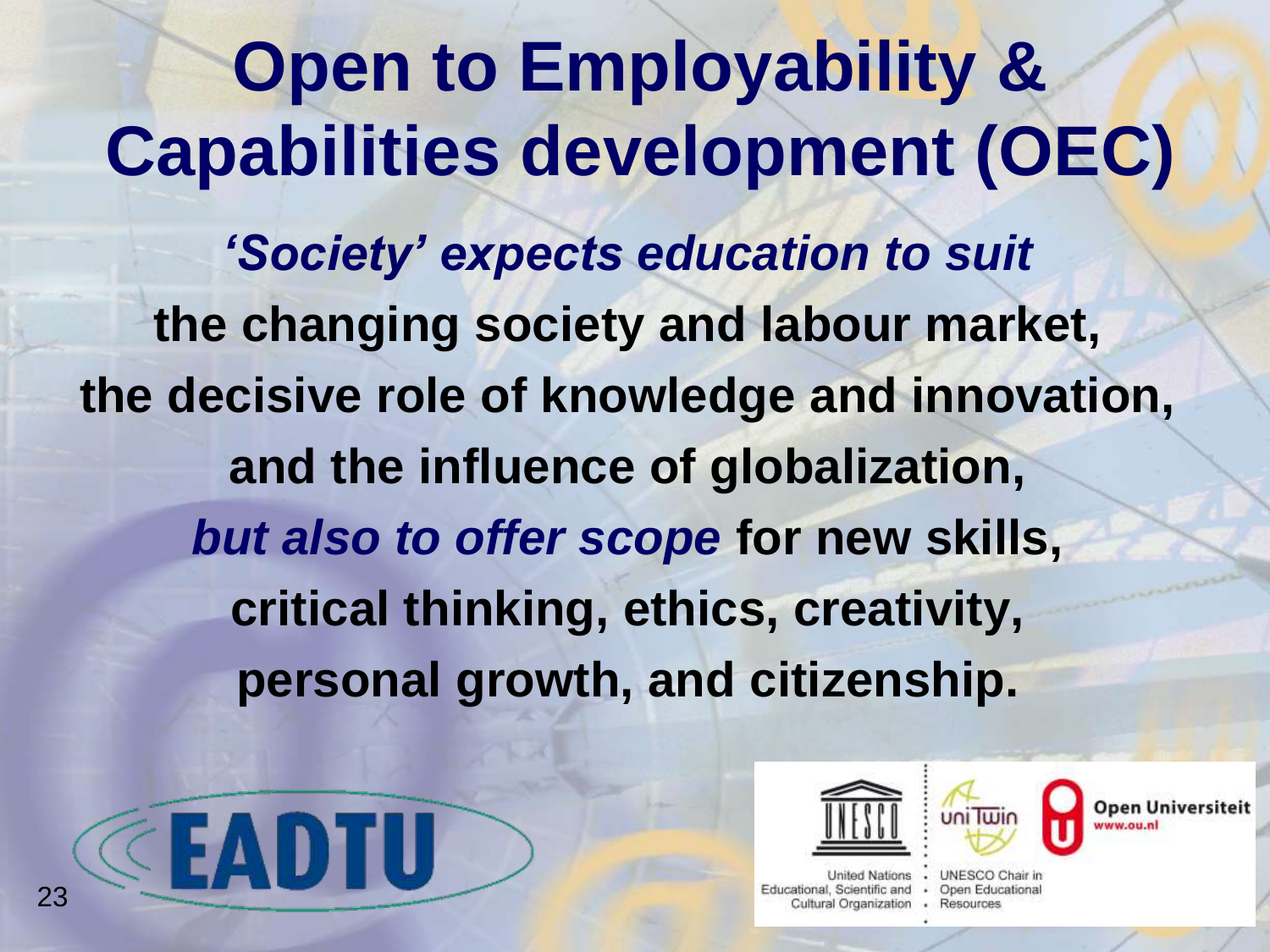# Open to Employability & Capabilities development (OEC)

***'Society' expects education to suit***

**the changing society and labour market,**
**the decisive role of knowledge and innovation,**
**and the influence of globalization,**
***but also to offer scope* for new skills,**
**critical thinking, ethics, creativity,**
**personal growth, and citizenship.**

EADTU

United Nations Educational, Scientific and Cultural Organization

UNESCO Chair in Open Educational Resources

Open Universiteit www.ou.nl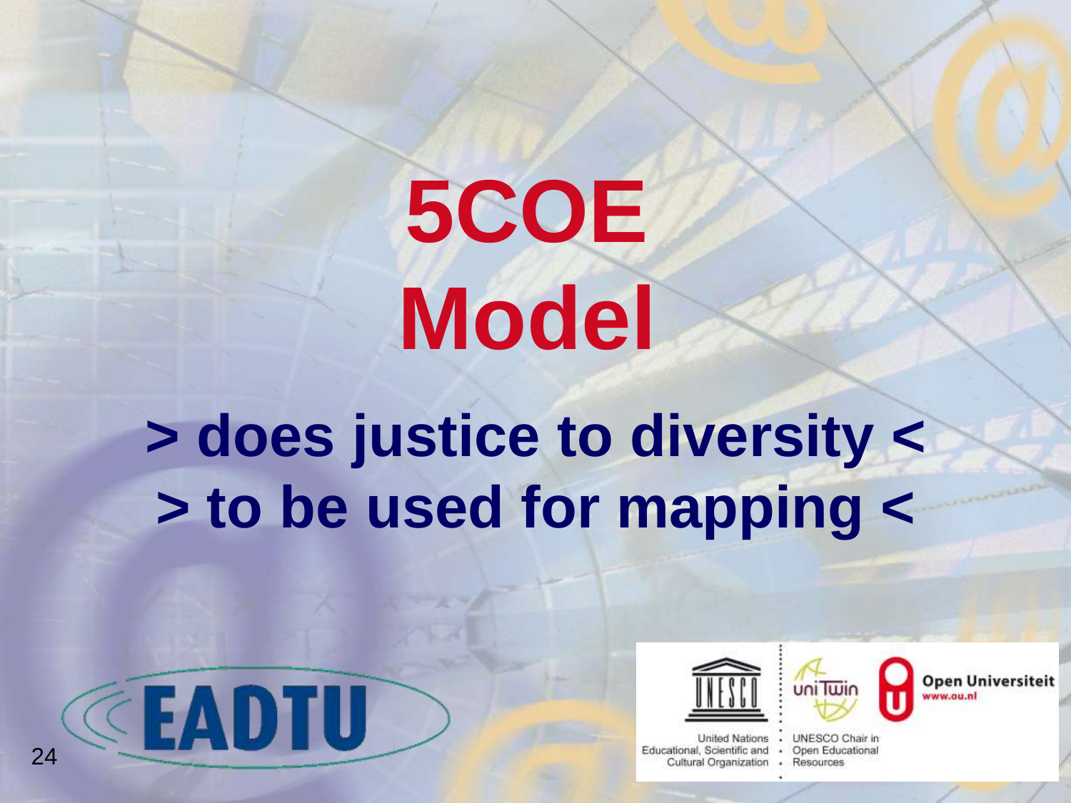# 5COE Model

**> does justice to diversity <**

**> to be used for mapping <**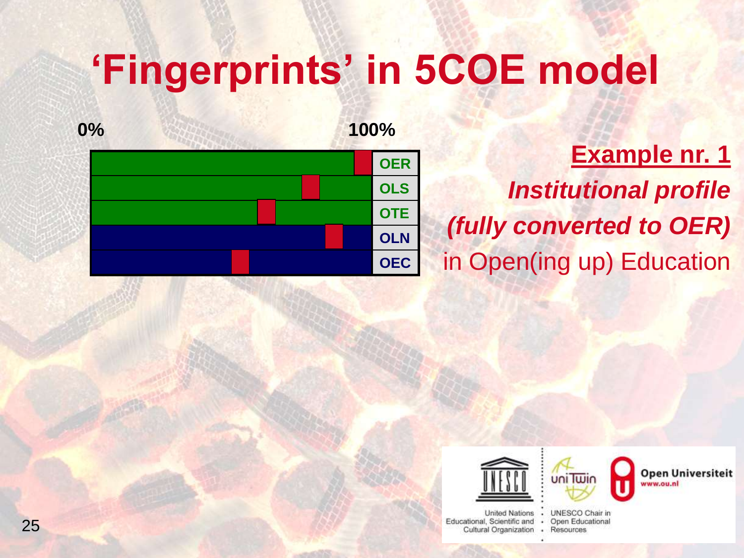# 'Fingerprints' in 5COE model

0% 100%

OER

OLS

OTE

OLN

OEC

**Example nr. 1**

***Institutional profile***

***(fully converted to OER)***

in Open(ing up) Education

United Nations Educational, Scientific and Cultural Organization

UNESCO Chair in Open Educational Resources

Open Universiteit www.ou.nl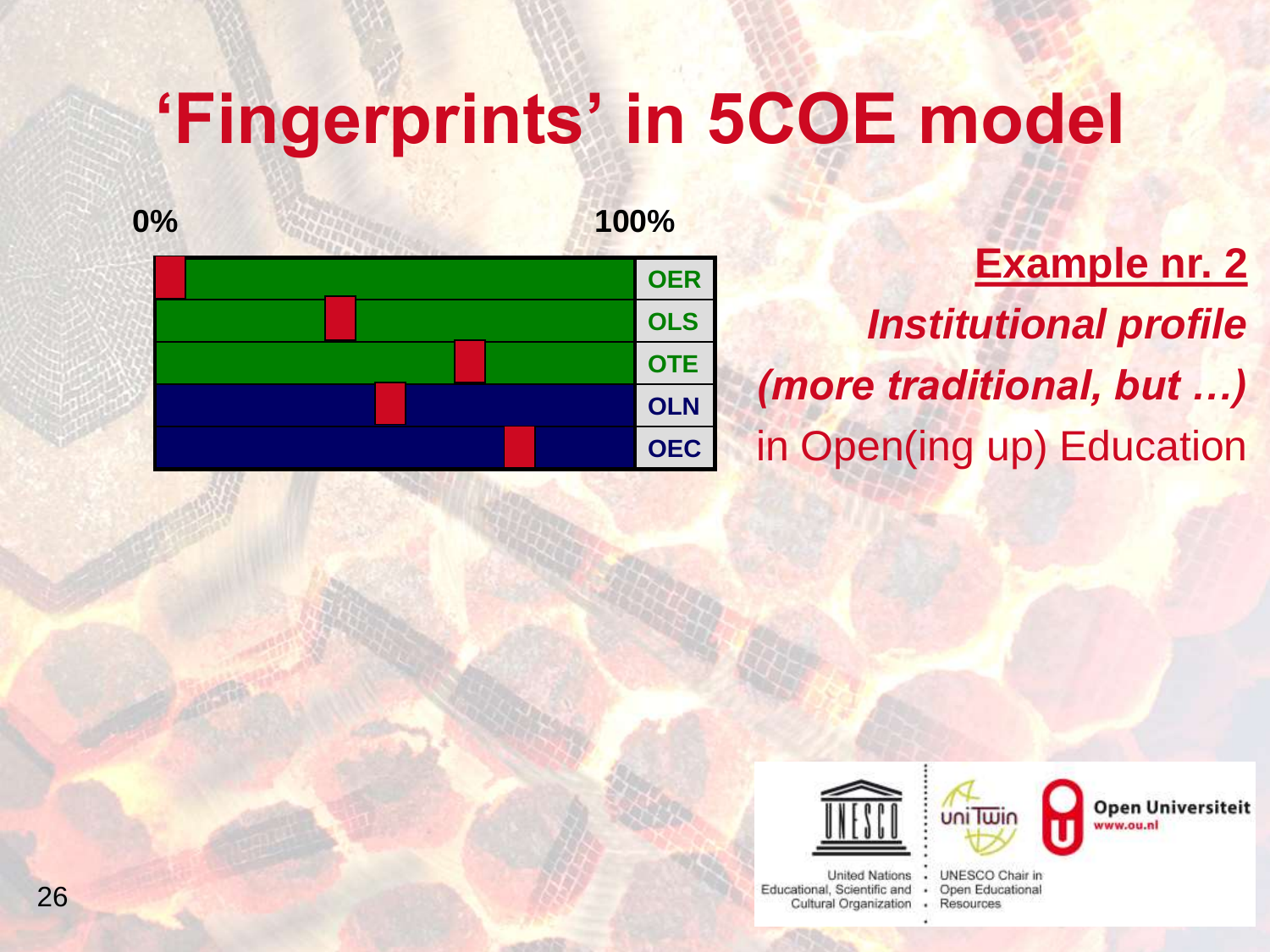# 'Fingerprints' in 5COE model

0% 100%

| | |
|---|---|
| | OER |
| | OLS |
| | OTE |
| | OLN |
| | OEC |

**Example nr. 2**

***Institutional profile***

***(more traditional, but …)***

in Open(ing up) Education

United Nations Educational, Scientific and Cultural Organization

UNESCO Chair in Open Educational Resources

Open Universiteit www.ou.nl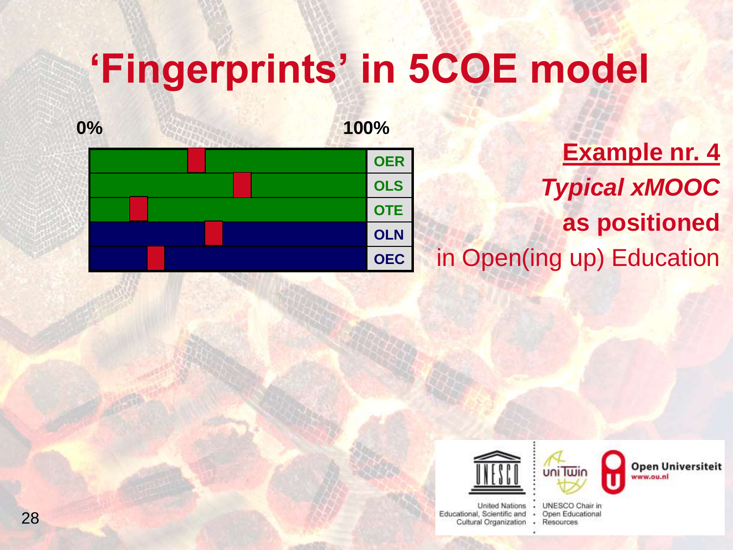# 'Fingerprints' in 5COE model

0% 100%

OER

OLS

OTE

OLN

OEC

**Example nr. 4**

***Typical xMOOC***

**as positioned**

in Open(ing up) Education

United Nations Educational, Scientific and Cultural Organization

UNESCO Chair in Open Educational Resources

Open Universiteit www.ou.nl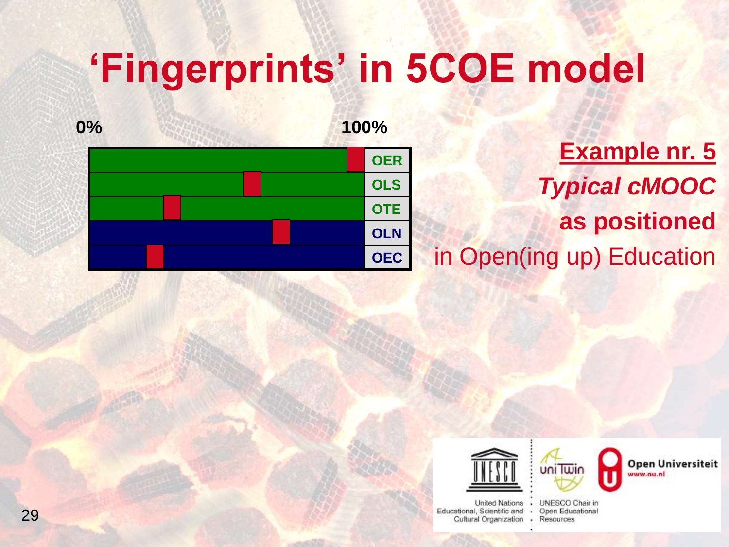# 'Fingerprints' in 5COE model

0% 100%

- OER
- OLS
- OTE
- OLN
- OEC

**Example nr. 5**

***Typical cMOOC***

**as positioned**

in Open(ing up) Education

United Nations Educational, Scientific and Cultural Organization

UNESCO Chair in Open Educational Resources

Open Universiteit www.ou.nl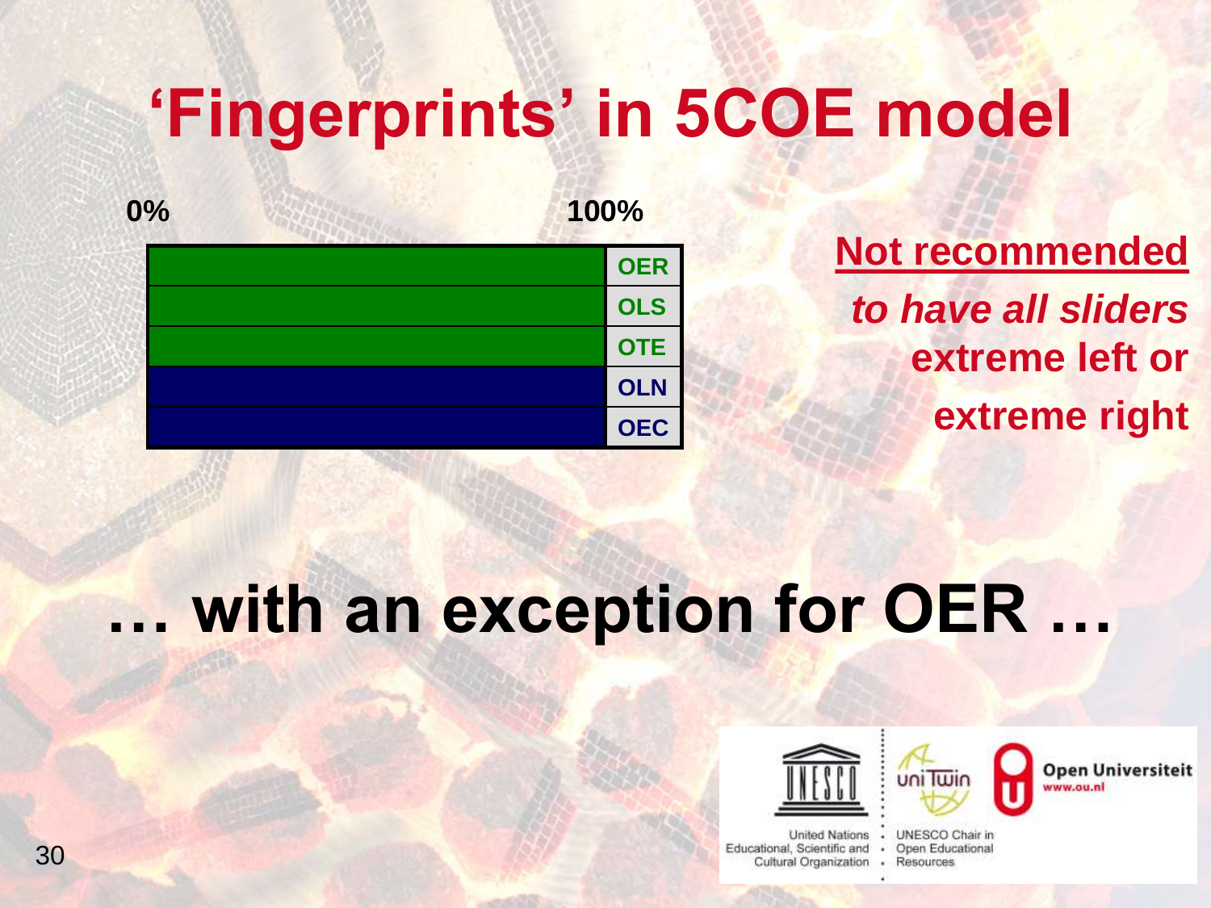# 'Fingerprints' in 5COE model

| 0% → 100% | |
|---|---|
| (100%) | OER |
| (100%) | OLS |
| (100%) | OTE |
| (100%) | OLN |
| (100%) | OEC |

**Not recommended**

***to have all sliders***

**extreme left or**

**extreme right**

## … with an exception for OER …

United Nations Educational, Scientific and Cultural Organization

UNESCO Chair in Open Educational Resources

Open Universiteit www.ou.nl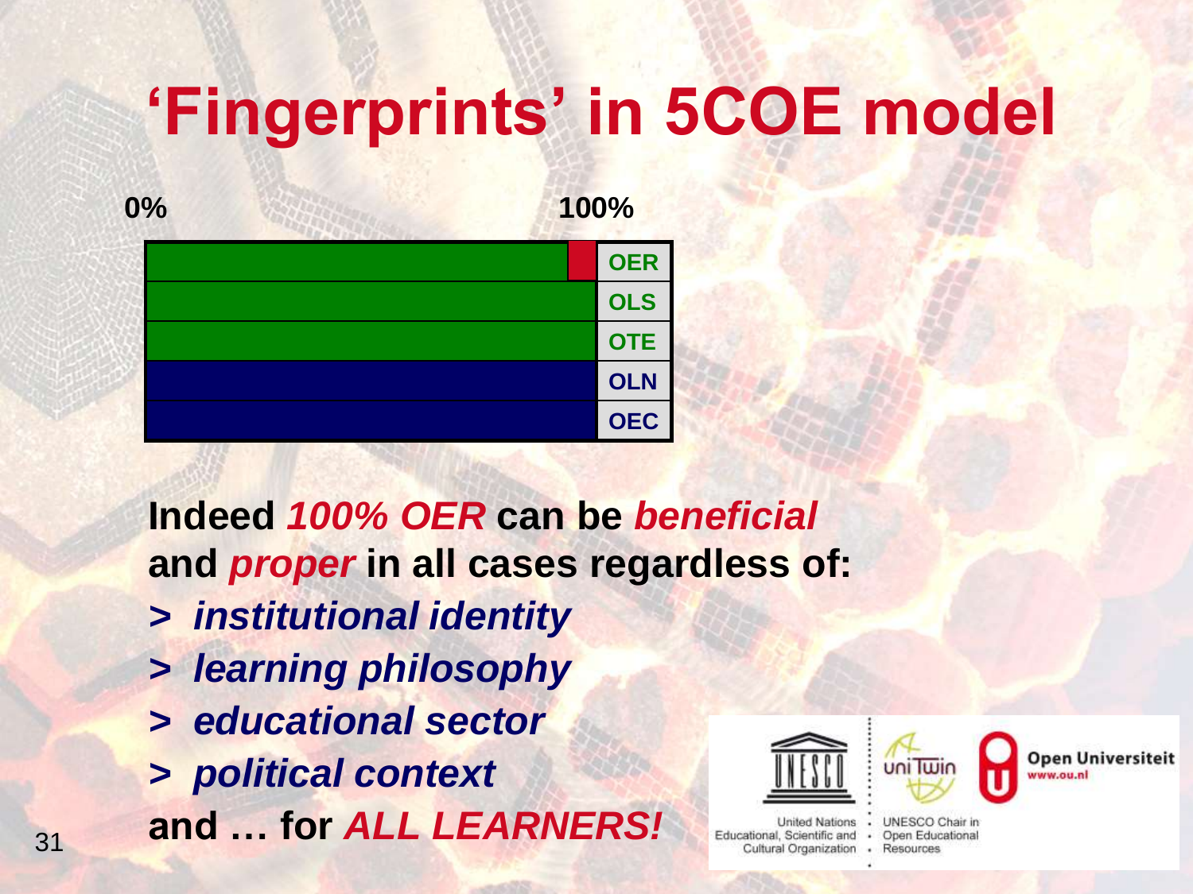# 'Fingerprints' in 5COE model

0% 100%

| | |
|---|---|
| | OER |
| | OLS |
| | OTE |
| | OLN |
| | OEC |

**Indeed *100% OER* can be *beneficial* and *proper* in all cases regardless of:**

**> *institutional identity***

**> *learning philosophy***

**> *educational sector***

**> *political context***

**and … for *ALL LEARNERS!***

United Nations Educational, Scientific and Cultural Organization · UNESCO Chair in Open Educational Resources

Open Universiteit www.ou.nl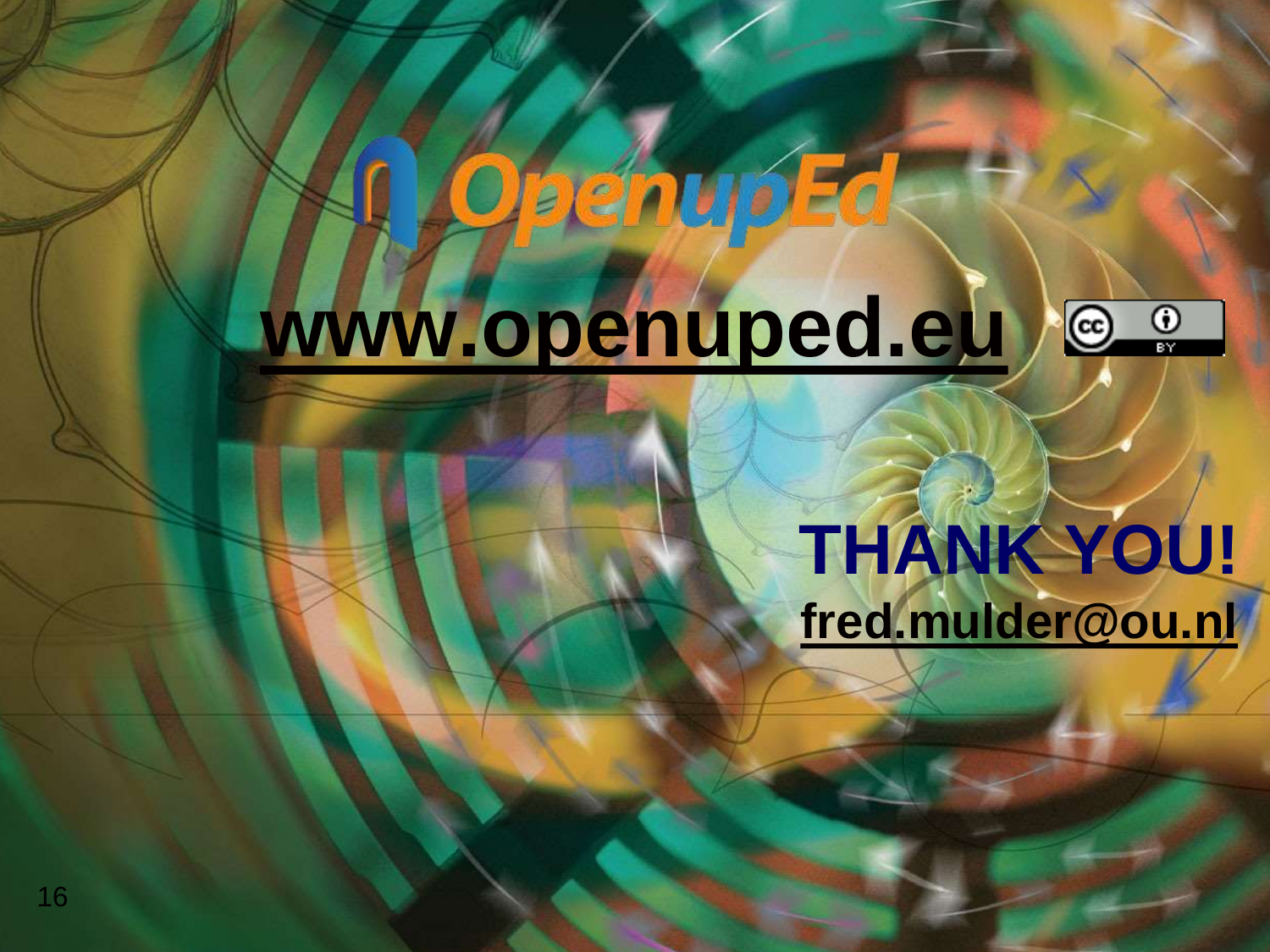OpenupEd

www.openuped.eu

THANK YOU!

fred.mulder@ou.nl